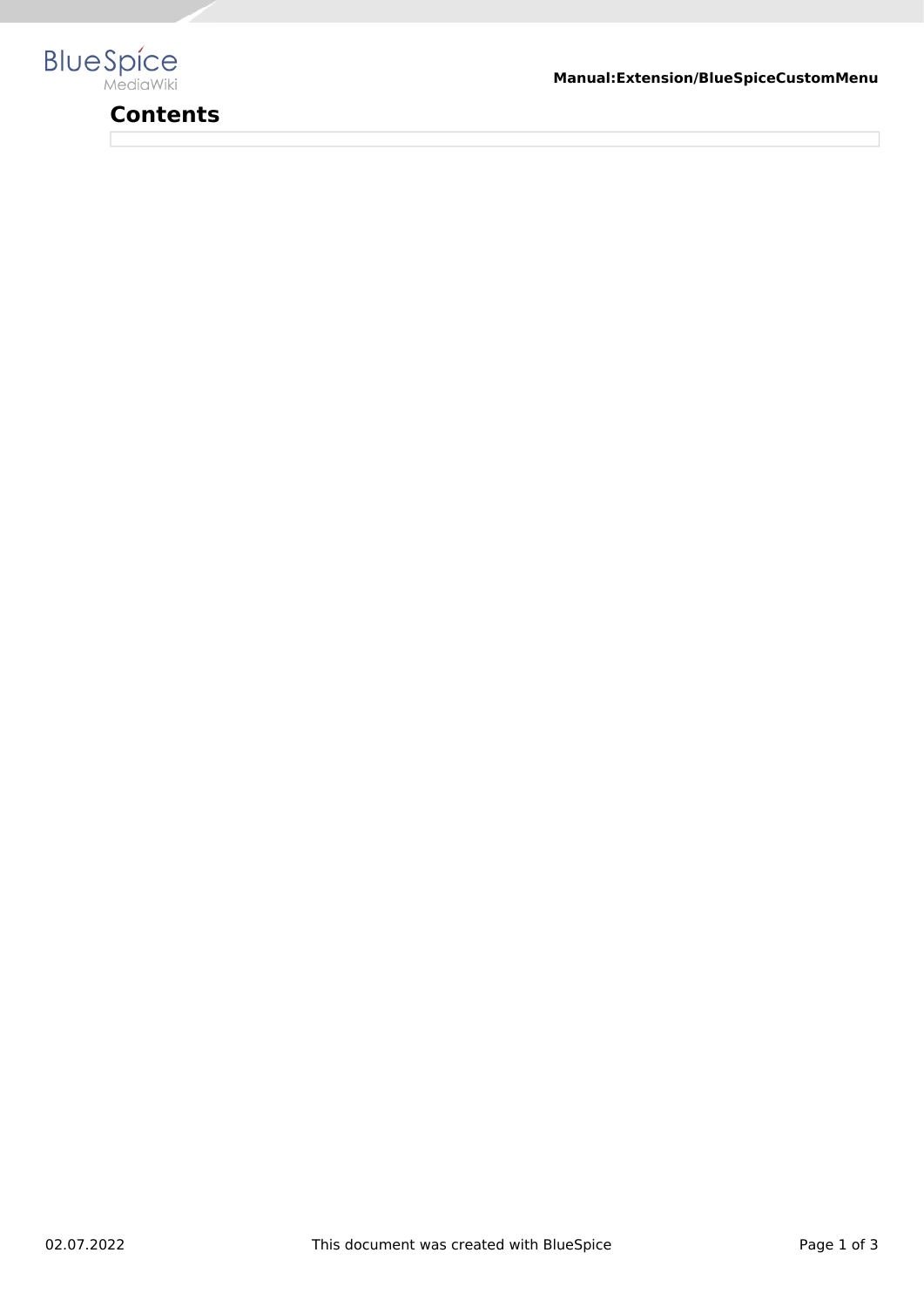# Contents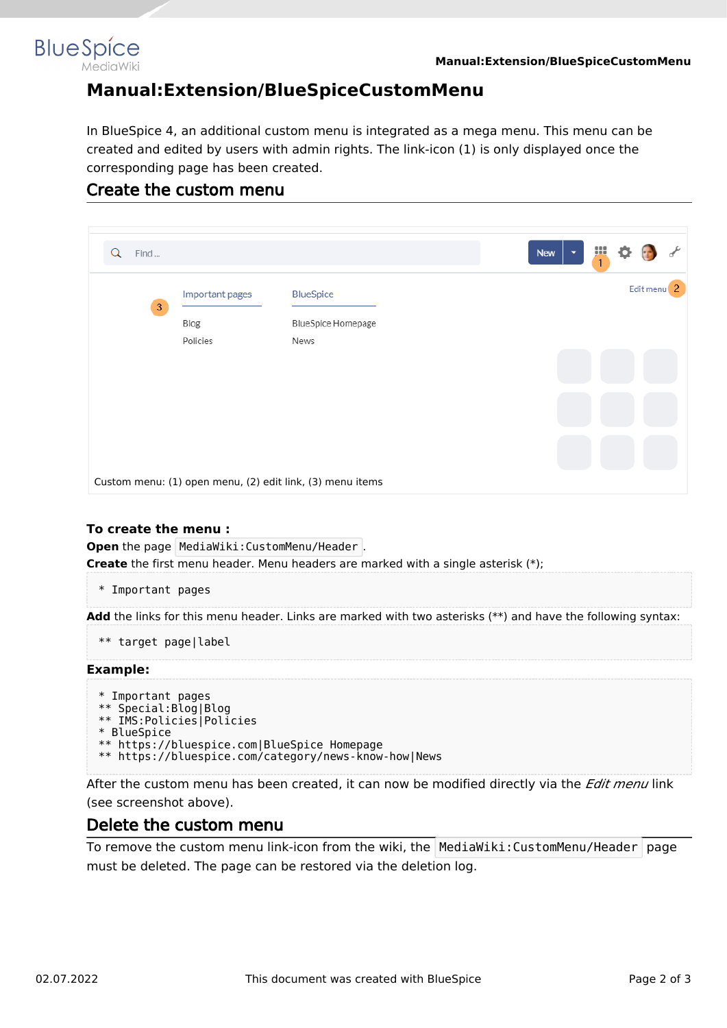# Manual:Extension/BlueSpiceCustomMenu

In BlueSpice 4, an additional custom menu is integrated as a mega menu. This menu can be created and edited by users with admin rights. The link-icon (1) is only displayed once the corresponding page has been created.

## Create the custom menu

Custom menu: (1) open menu, (2) edit link, (3) menu items

**To create the menu :**

**Open** the page `MediaWiki:CustomMenu/Header`.

**Create** the first menu header. Menu headers are marked with a single asterisk (*);

```
* Important pages
```

**Add** the links for this menu header. Links are marked with two asterisks (**) and have the following syntax:

```
** target page|label
```

**Example:**

```
* Important pages
** Special:Blog|Blog
** IMS:Policies|Policies
* BlueSpice
** https://bluespice.com|BlueSpice Homepage
** https://bluespice.com/category/news-know-how|News
```

After the custom menu has been created, it can now be modified directly via the *Edit menu* link (see screenshot above).

## Delete the custom menu

To remove the custom menu link-icon from the wiki, the `MediaWiki:CustomMenu/Header` page must be deleted. The page can be restored via the deletion log.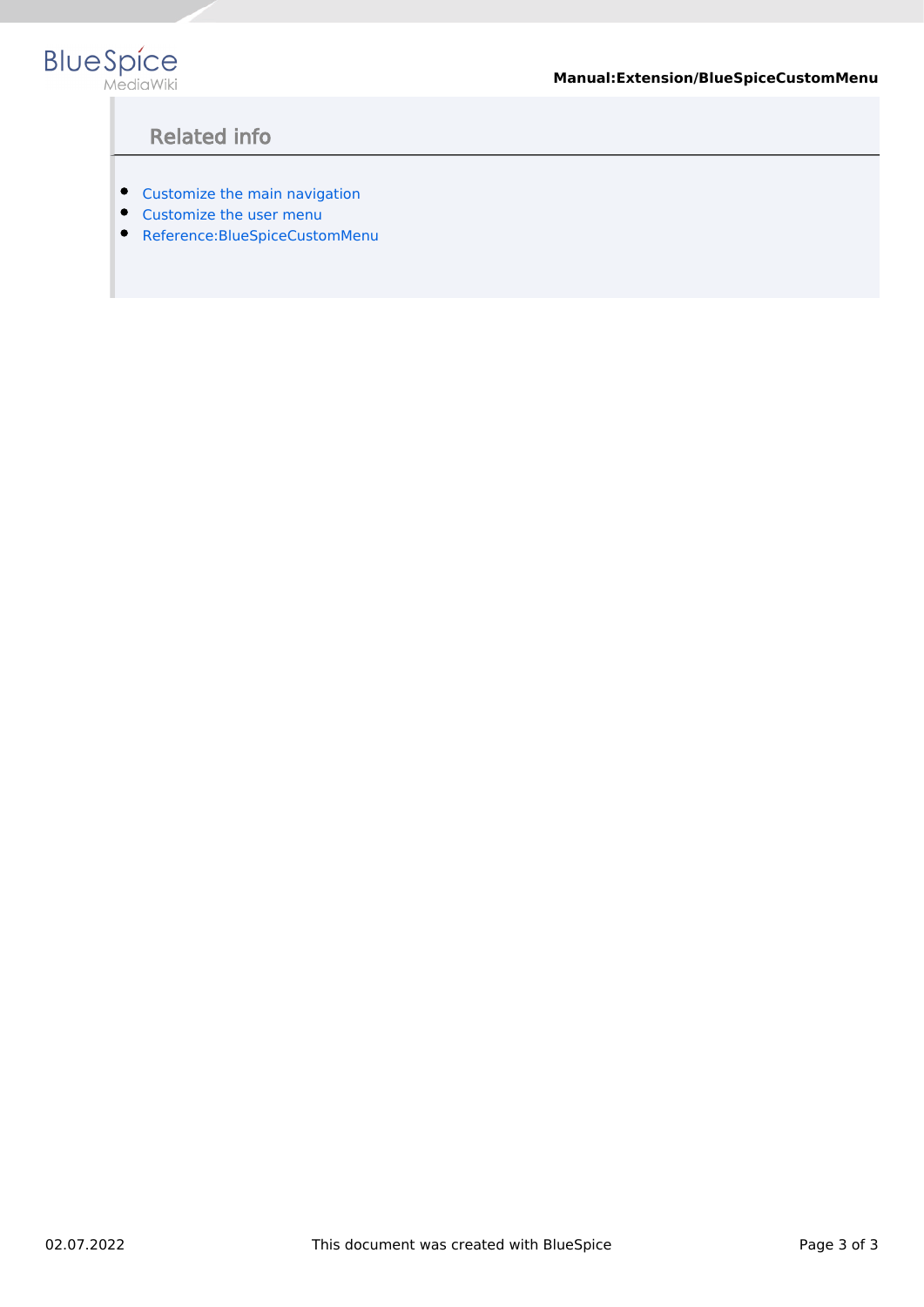## Related info

- Customize the main navigation
- Customize the user menu
- Reference:BlueSpiceCustomMenu